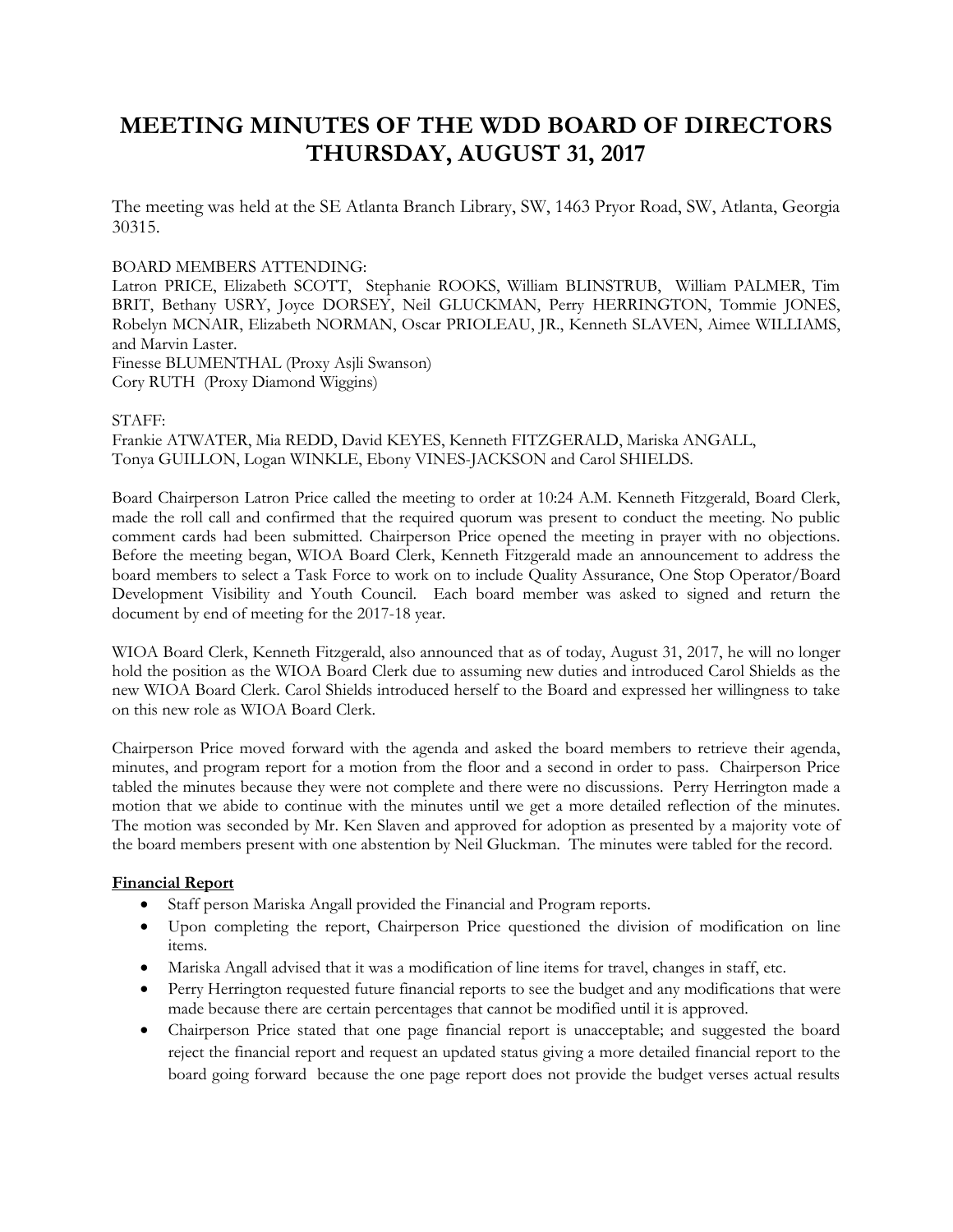# MEETING MINUTES OF THE WDD BOARD OF DIRECTORS THURSDAY, AUGUST 31, 2017

The meeting was held at the SE Atlanta Branch Library, SW, 1463 Pryor Road, SW, Atlanta, Georgia 30315.

BOARD MEMBERS ATTENDING:
Latron PRICE, Elizabeth SCOTT, Stephanie ROOKS, William BLINSTRUB, William PALMER, Tim BRIT, Bethany USRY, Joyce DORSEY, Neil GLUCKMAN, Perry HERRINGTON, Tommie JONES, Robelyn MCNAIR, Elizabeth NORMAN, Oscar PRIOLEAU, JR., Kenneth SLAVEN, Aimee WILLIAMS, and Marvin Laster.
Finesse BLUMENTHAL (Proxy Asjli Swanson)
Cory RUTH (Proxy Diamond Wiggins)

STAFF:
Frankie ATWATER, Mia REDD, David KEYES, Kenneth FITZGERALD, Mariska ANGALL, Tonya GUILLON, Logan WINKLE, Ebony VINES-JACKSON and Carol SHIELDS.

Board Chairperson Latron Price called the meeting to order at 10:24 A.M. Kenneth Fitzgerald, Board Clerk, made the roll call and confirmed that the required quorum was present to conduct the meeting. No public comment cards had been submitted. Chairperson Price opened the meeting in prayer with no objections. Before the meeting began, WIOA Board Clerk, Kenneth Fitzgerald made an announcement to address the board members to select a Task Force to work on to include Quality Assurance, One Stop Operator/Board Development Visibility and Youth Council. Each board member was asked to signed and return the document by end of meeting for the 2017-18 year.

WIOA Board Clerk, Kenneth Fitzgerald, also announced that as of today, August 31, 2017, he will no longer hold the position as the WIOA Board Clerk due to assuming new duties and introduced Carol Shields as the new WIOA Board Clerk. Carol Shields introduced herself to the Board and expressed her willingness to take on this new role as WIOA Board Clerk.

Chairperson Price moved forward with the agenda and asked the board members to retrieve their agenda, minutes, and program report for a motion from the floor and a second in order to pass. Chairperson Price tabled the minutes because they were not complete and there were no discussions. Perry Herrington made a motion that we abide to continue with the minutes until we get a more detailed reflection of the minutes. The motion was seconded by Mr. Ken Slaven and approved for adoption as presented by a majority vote of the board members present with one abstention by Neil Gluckman. The minutes were tabled for the record.

**Financial Report**

- Staff person Mariska Angall provided the Financial and Program reports.
- Upon completing the report, Chairperson Price questioned the division of modification on line items.
- Mariska Angall advised that it was a modification of line items for travel, changes in staff, etc.
- Perry Herrington requested future financial reports to see the budget and any modifications that were made because there are certain percentages that cannot be modified until it is approved.
- Chairperson Price stated that one page financial report is unacceptable; and suggested the board reject the financial report and request an updated status giving a more detailed financial report to the board going forward because the one page report does not provide the budget verses actual results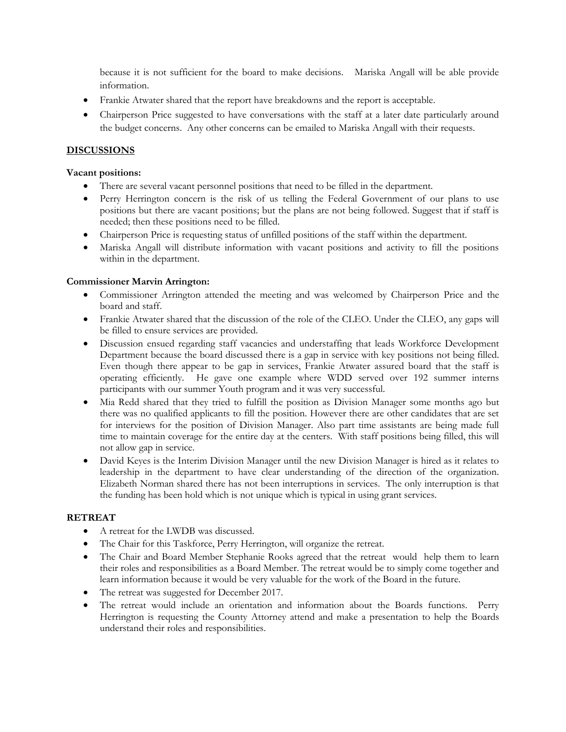because it is not sufficient for the board to make decisions. Mariska Angall will be able provide information.

- Frankie Atwater shared that the report have breakdowns and the report is acceptable.
- Chairperson Price suggested to have conversations with the staff at a later date particularly around the budget concerns. Any other concerns can be emailed to Mariska Angall with their requests.

## DISCUSSIONS

**Vacant positions:**

- There are several vacant personnel positions that need to be filled in the department.
- Perry Herrington concern is the risk of us telling the Federal Government of our plans to use positions but there are vacant positions; but the plans are not being followed. Suggest that if staff is needed; then these positions need to be filled.
- Chairperson Price is requesting status of unfilled positions of the staff within the department.
- Mariska Angall will distribute information with vacant positions and activity to fill the positions within in the department.

**Commissioner Marvin Arrington:**

- Commissioner Arrington attended the meeting and was welcomed by Chairperson Price and the board and staff.
- Frankie Atwater shared that the discussion of the role of the CLEO. Under the CLEO, any gaps will be filled to ensure services are provided.
- Discussion ensued regarding staff vacancies and understaffing that leads Workforce Development Department because the board discussed there is a gap in service with key positions not being filled. Even though there appear to be gap in services, Frankie Atwater assured board that the staff is operating efficiently. He gave one example where WDD served over 192 summer interns participants with our summer Youth program and it was very successful.
- Mia Redd shared that they tried to fulfill the position as Division Manager some months ago but there was no qualified applicants to fill the position. However there are other candidates that are set for interviews for the position of Division Manager. Also part time assistants are being made full time to maintain coverage for the entire day at the centers. With staff positions being filled, this will not allow gap in service.
- David Keyes is the Interim Division Manager until the new Division Manager is hired as it relates to leadership in the department to have clear understanding of the direction of the organization. Elizabeth Norman shared there has not been interruptions in services. The only interruption is that the funding has been hold which is not unique which is typical in using grant services.

**RETREAT**

- A retreat for the LWDB was discussed.
- The Chair for this Taskforce, Perry Herrington, will organize the retreat.
- The Chair and Board Member Stephanie Rooks agreed that the retreat would help them to learn their roles and responsibilities as a Board Member. The retreat would be to simply come together and learn information because it would be very valuable for the work of the Board in the future.
- The retreat was suggested for December 2017.
- The retreat would include an orientation and information about the Boards functions. Perry Herrington is requesting the County Attorney attend and make a presentation to help the Boards understand their roles and responsibilities.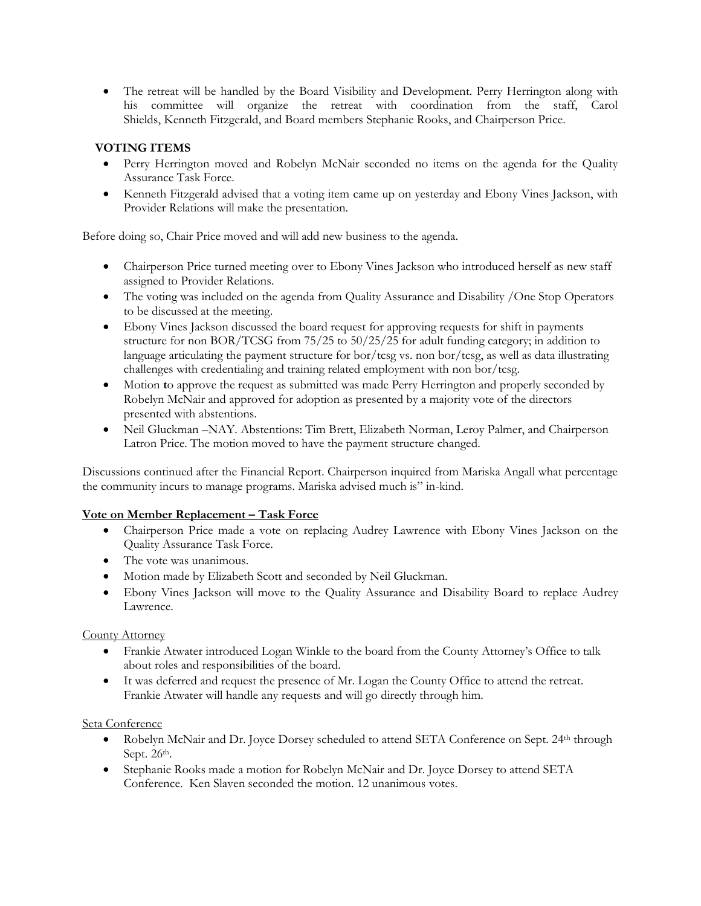- The retreat will be handled by the Board Visibility and Development. Perry Herrington along with his committee will organize the retreat with coordination from the staff, Carol Shields, Kenneth Fitzgerald, and Board members Stephanie Rooks, and Chairperson Price.

**VOTING ITEMS**

- Perry Herrington moved and Robelyn McNair seconded no items on the agenda for the Quality Assurance Task Force.
- Kenneth Fitzgerald advised that a voting item came up on yesterday and Ebony Vines Jackson, with Provider Relations will make the presentation.

Before doing so, Chair Price moved and will add new business to the agenda.

- Chairperson Price turned meeting over to Ebony Vines Jackson who introduced herself as new staff assigned to Provider Relations.
- The voting was included on the agenda from Quality Assurance and Disability /One Stop Operators to be discussed at the meeting.
- Ebony Vines Jackson discussed the board request for approving requests for shift in payments structure for non BOR/TCSG from 75/25 to 50/25/25 for adult funding category; in addition to language articulating the payment structure for bor/tcsg vs. non bor/tcsg, as well as data illustrating challenges with credentialing and training related employment with non bor/tcsg.
- Motion to approve the request as submitted was made Perry Herrington and properly seconded by Robelyn McNair and approved for adoption as presented by a majority vote of the directors presented with abstentions.
- Neil Gluckman –NAY. Abstentions: Tim Brett, Elizabeth Norman, Leroy Palmer, and Chairperson Latron Price. The motion moved to have the payment structure changed.

Discussions continued after the Financial Report. Chairperson inquired from Mariska Angall what percentage the community incurs to manage programs. Mariska advised much is" in-kind.

**Vote on Member Replacement – Task Force**

- Chairperson Price made a vote on replacing Audrey Lawrence with Ebony Vines Jackson on the Quality Assurance Task Force.
- The vote was unanimous.
- Motion made by Elizabeth Scott and seconded by Neil Gluckman.
- Ebony Vines Jackson will move to the Quality Assurance and Disability Board to replace Audrey Lawrence.

County Attorney

- Frankie Atwater introduced Logan Winkle to the board from the County Attorney's Office to talk about roles and responsibilities of the board.
- It was deferred and request the presence of Mr. Logan the County Office to attend the retreat. Frankie Atwater will handle any requests and will go directly through him.

Seta Conference

- Robelyn McNair and Dr. Joyce Dorsey scheduled to attend SETA Conference on Sept. 24th through Sept. 26th.
- Stephanie Rooks made a motion for Robelyn McNair and Dr. Joyce Dorsey to attend SETA Conference. Ken Slaven seconded the motion. 12 unanimous votes.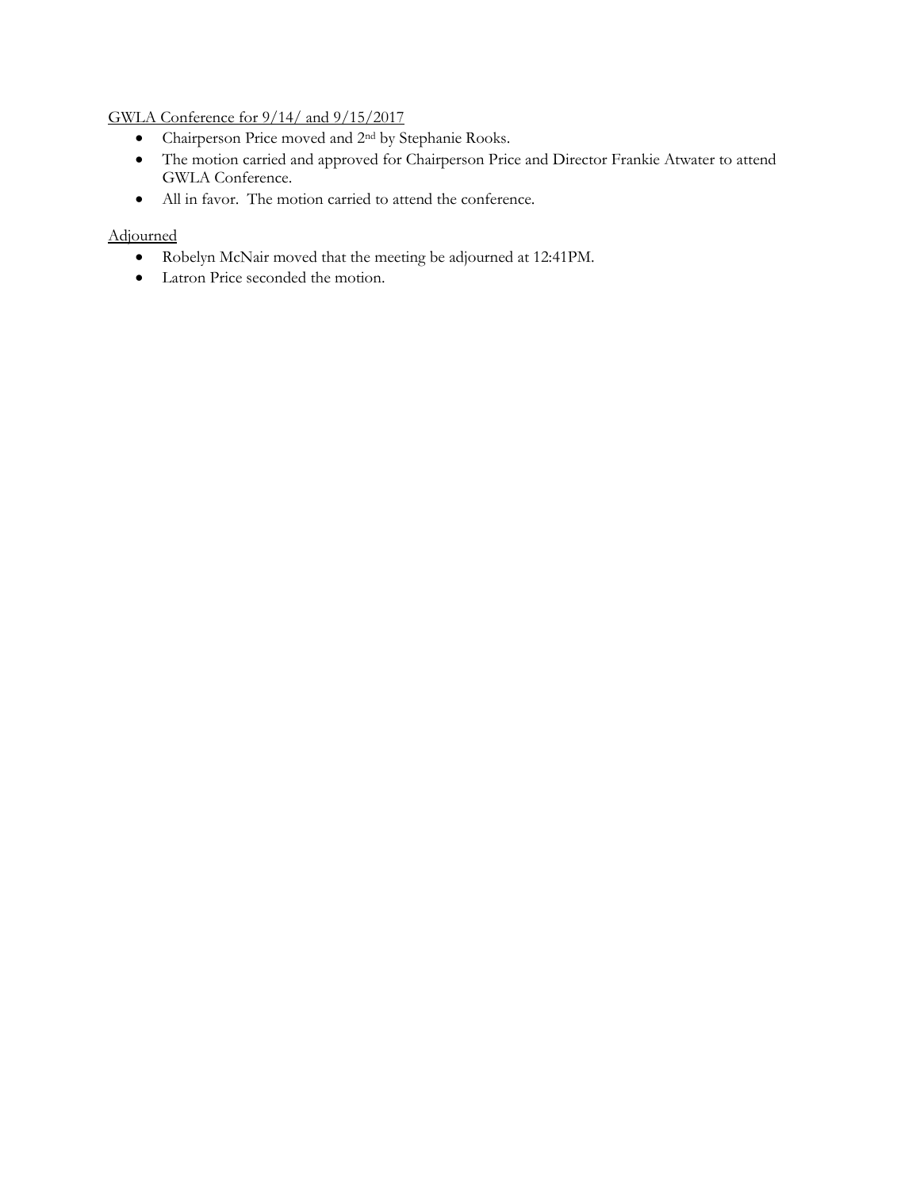GWLA Conference for 9/14/ and 9/15/2017

- Chairperson Price moved and 2nd by Stephanie Rooks.
- The motion carried and approved for Chairperson Price and Director Frankie Atwater to attend GWLA Conference.
- All in favor. The motion carried to attend the conference.

Adjourned

- Robelyn McNair moved that the meeting be adjourned at 12:41PM.
- Latron Price seconded the motion.